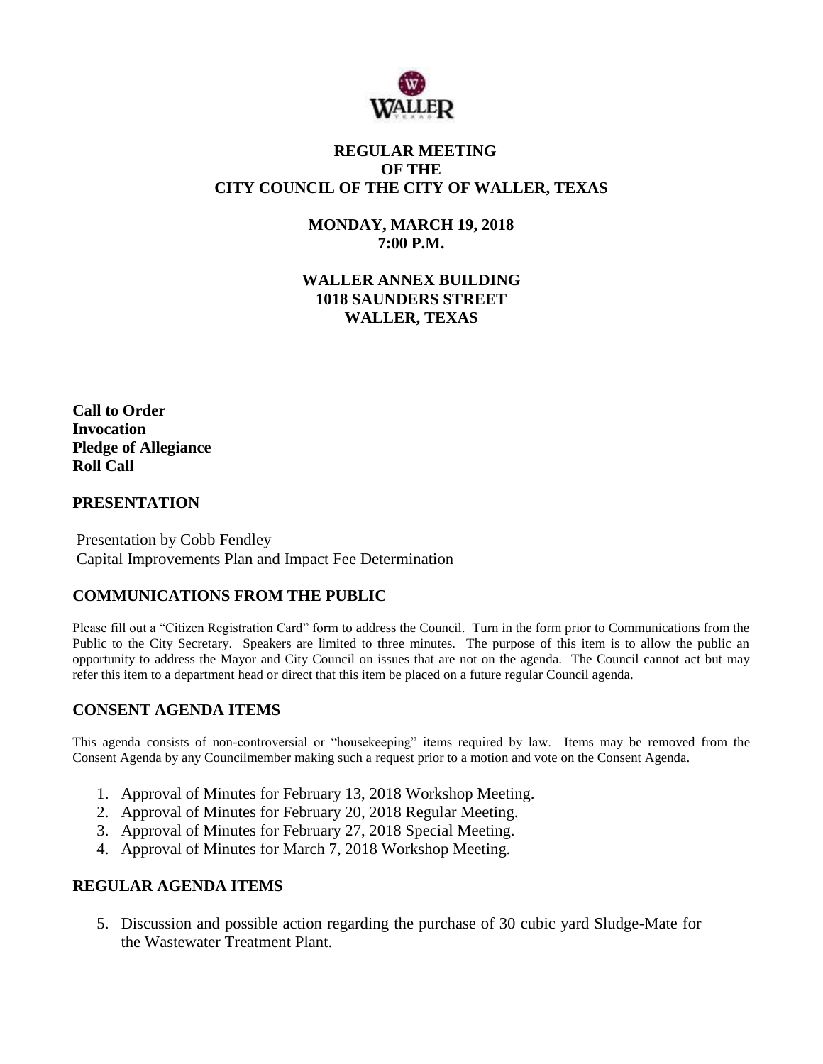# REGULAR MEETING
# OF THE
# CITY COUNCIL OF THE CITY OF WALLER, TEXAS

## MONDAY, MARCH 19, 2018
## 7:00 P.M.

## WALLER ANNEX BUILDING
## 1018 SAUNDERS STREET
## WALLER, TEXAS

**Call to Order**
**Invocation**
**Pledge of Allegiance**
**Roll Call**

## PRESENTATION

Presentation by Cobb Fendley
Capital Improvements Plan and Impact Fee Determination

## COMMUNICATIONS FROM THE PUBLIC

Please fill out a "Citizen Registration Card" form to address the Council. Turn in the form prior to Communications from the Public to the City Secretary. Speakers are limited to three minutes. The purpose of this item is to allow the public an opportunity to address the Mayor and City Council on issues that are not on the agenda. The Council cannot act but may refer this item to a department head or direct that this item be placed on a future regular Council agenda.

## CONSENT AGENDA ITEMS

This agenda consists of non-controversial or "housekeeping" items required by law. Items may be removed from the Consent Agenda by any Councilmember making such a request prior to a motion and vote on the Consent Agenda.

1. Approval of Minutes for February 13, 2018 Workshop Meeting.
2. Approval of Minutes for February 20, 2018 Regular Meeting.
3. Approval of Minutes for February 27, 2018 Special Meeting.
4. Approval of Minutes for March 7, 2018 Workshop Meeting.

## REGULAR AGENDA ITEMS

5. Discussion and possible action regarding the purchase of 30 cubic yard Sludge-Mate for the Wastewater Treatment Plant.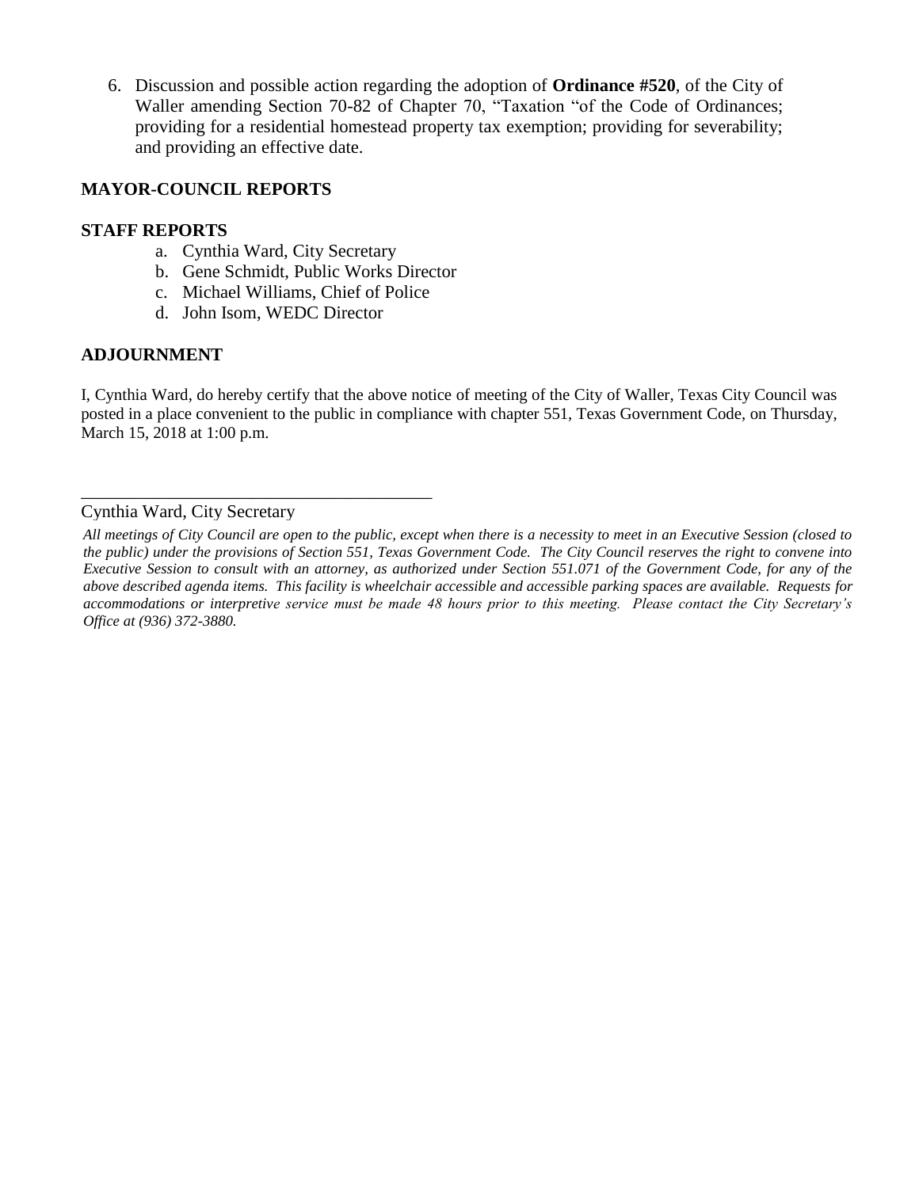6. Discussion and possible action regarding the adoption of **Ordinance #520**, of the City of Waller amending Section 70-82 of Chapter 70, "Taxation "of the Code of Ordinances; providing for a residential homestead property tax exemption; providing for severability; and providing an effective date.

**MAYOR-COUNCIL REPORTS**

**STAFF REPORTS**

a. Cynthia Ward, City Secretary
b. Gene Schmidt, Public Works Director
c. Michael Williams, Chief of Police
d. John Isom, WEDC Director

**ADJOURNMENT**

I, Cynthia Ward, do hereby certify that the above notice of meeting of the City of Waller, Texas City Council was posted in a place convenient to the public in compliance with chapter 551, Texas Government Code, on Thursday, March 15, 2018 at 1:00 p.m.

\_\_\_\_\_\_\_\_\_\_\_\_\_\_\_\_\_\_\_\_\_\_\_\_\_\_\_\_\_\_\_\_\_\_\_\_\_\_\_\_

Cynthia Ward, City Secretary

*All meetings of City Council are open to the public, except when there is a necessity to meet in an Executive Session (closed to the public) under the provisions of Section 551, Texas Government Code. The City Council reserves the right to convene into Executive Session to consult with an attorney, as authorized under Section 551.071 of the Government Code, for any of the above described agenda items. This facility is wheelchair accessible and accessible parking spaces are available. Requests for accommodations or interpretive service must be made 48 hours prior to this meeting. Please contact the City Secretary's Office at (936) 372-3880.*